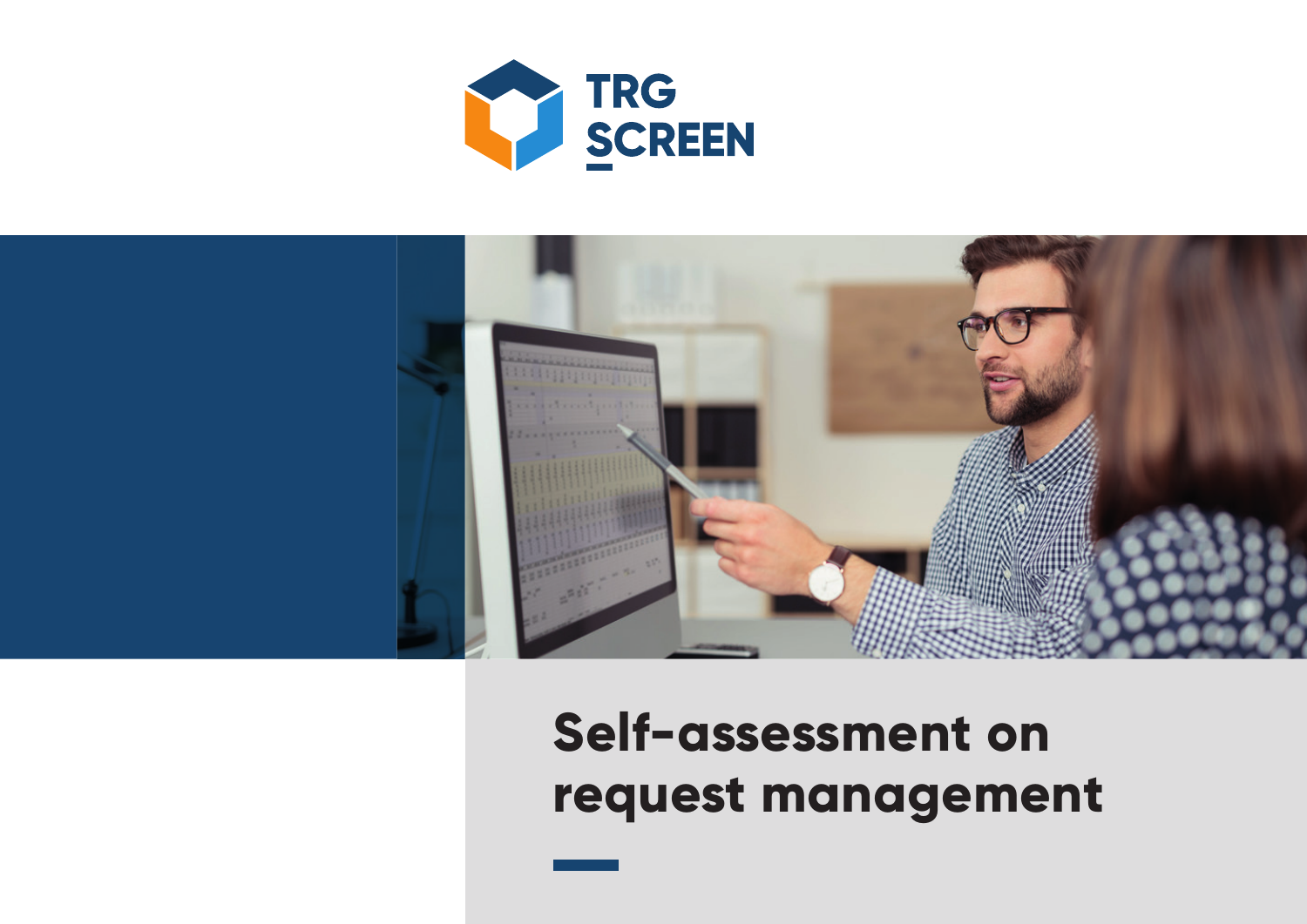TRG SCREEN

# Self-assessment on request management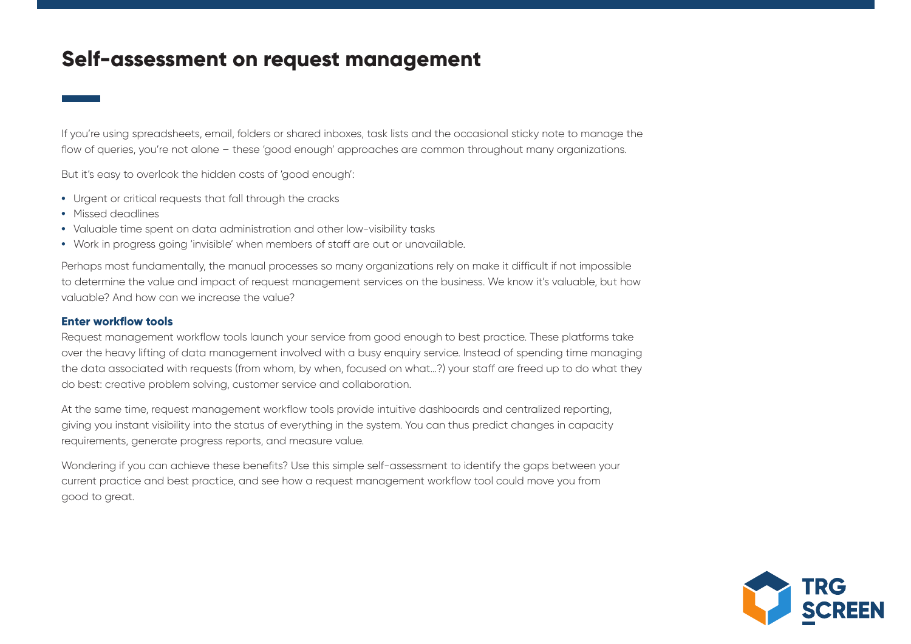# Self-assessment on request management

If you're using spreadsheets, email, folders or shared inboxes, task lists and the occasional sticky note to manage the flow of queries, you're not alone – these 'good enough' approaches are common throughout many organizations.

But it's easy to overlook the hidden costs of 'good enough':

- Urgent or critical requests that fall through the cracks
- Missed deadlines
- Valuable time spent on data administration and other low-visibility tasks
- Work in progress going 'invisible' when members of staff are out or unavailable.

Perhaps most fundamentally, the manual processes so many organizations rely on make it difficult if not impossible to determine the value and impact of request management services on the business. We know it's valuable, but how valuable? And how can we increase the value?

**Enter workflow tools**

Request management workflow tools launch your service from good enough to best practice. These platforms take over the heavy lifting of data management involved with a busy enquiry service. Instead of spending time managing the data associated with requests (from whom, by when, focused on what...?) your staff are freed up to do what they do best: creative problem solving, customer service and collaboration.

At the same time, request management workflow tools provide intuitive dashboards and centralized reporting, giving you instant visibility into the status of everything in the system. You can thus predict changes in capacity requirements, generate progress reports, and measure value.

Wondering if you can achieve these benefits? Use this simple self-assessment to identify the gaps between your current practice and best practice, and see how a request management workflow tool could move you from good to great.

TRG SCREEN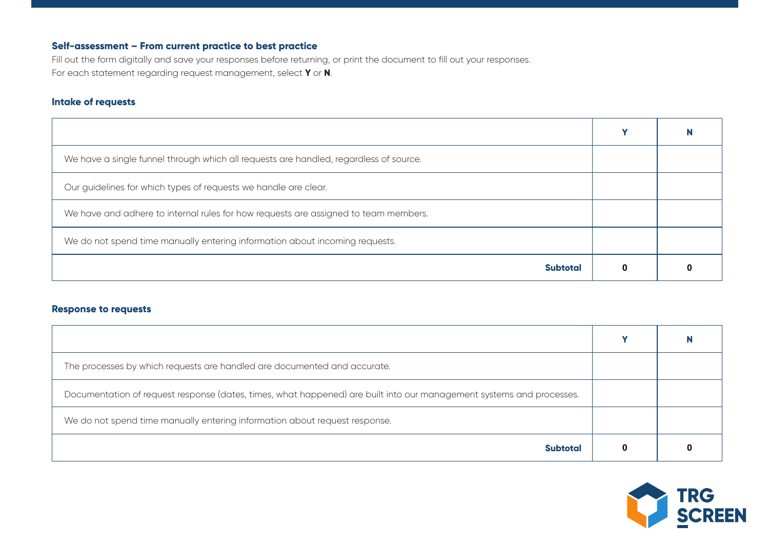**Self-assessment – From current practice to best practice**

Fill out the form digitally and save your responses before returning, or print the document to fill out your responses.
For each statement regarding request management, select **Y** or **N**.

### Intake of requests

| | Y | N |
|---|---|---|
| We have a single funnel through which all requests are handled, regardless of source. | | |
| Our guidelines for which types of requests we handle are clear. | | |
| We have and adhere to internal rules for how requests are assigned to team members. | | |
| We do not spend time manually entering information about incoming requests. | | |
| **Subtotal** | **0** | **0** |

### Response to requests

| | Y | N |
|---|---|---|
| The processes by which requests are handled are documented and accurate. | | |
| Documentation of request response (dates, times, what happened) are built into our management systems and processes. | | |
| We do not spend time manually entering information about request response. | | |
| **Subtotal** | **0** | **0** |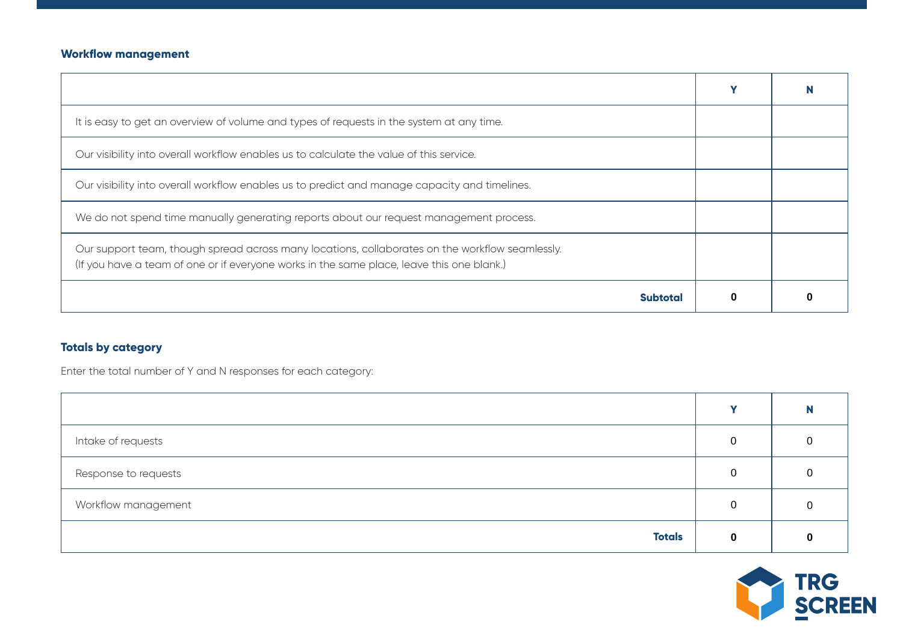### Workflow management

| | Y | N |
|---|---|---|
| It is easy to get an overview of volume and types of requests in the system at any time. | | |
| Our visibility into overall workflow enables us to calculate the value of this service. | | |
| Our visibility into overall workflow enables us to predict and manage capacity and timelines. | | |
| We do not spend time manually generating reports about our request management process. | | |
| Our support team, though spread across many locations, collaborates on the workflow seamlessly. (If you have a team of one or if everyone works in the same place, leave this one blank.) | | |
| **Subtotal** | **0** | **0** |

### Totals by category

Enter the total number of Y and N responses for each category:

| | Y | N |
|---|---|---|
| Intake of requests | 0 | 0 |
| Response to requests | 0 | 0 |
| Workflow management | 0 | 0 |
| **Totals** | **0** | **0** |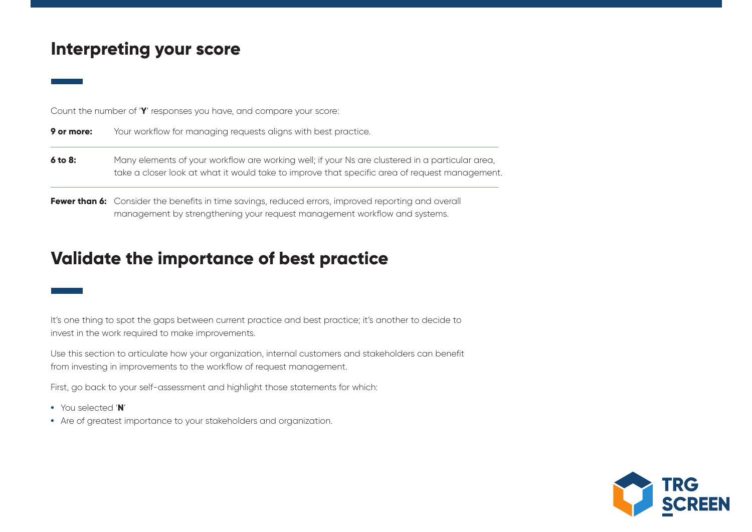## Interpreting your score

Count the number of '**Y**' responses you have, and compare your score:

| | |
|---|---|
| **9 or more:** | Your workflow for managing requests aligns with best practice. |
| **6 to 8:** | Many elements of your workflow are working well; if your Ns are clustered in a particular area, take a closer look at what it would take to improve that specific area of request management. |
| **Fewer than 6:** | Consider the benefits in time savings, reduced errors, improved reporting and overall management by strengthening your request management workflow and systems. |

## Validate the importance of best practice

It's one thing to spot the gaps between current practice and best practice; it's another to decide to invest in the work required to make improvements.

Use this section to articulate how your organization, internal customers and stakeholders can benefit from investing in improvements to the workflow of request management.

First, go back to your self-assessment and highlight those statements for which:

- You selected '**N**'
- Are of greatest importance to your stakeholders and organization.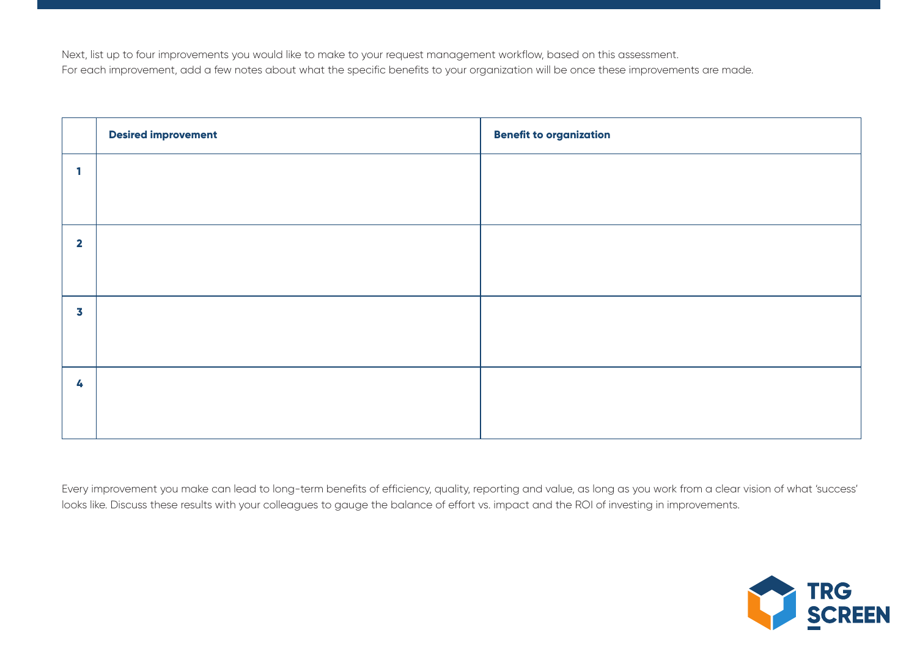Next, list up to four improvements you would like to make to your request management workflow, based on this assessment.
For each improvement, add a few notes about what the specific benefits to your organization will be once these improvements are made.

| | **Desired improvement** | **Benefit to organization** |
|---|---|---|
| **1** | | |
| **2** | | |
| **3** | | |
| **4** | | |

Every improvement you make can lead to long-term benefits of efficiency, quality, reporting and value, as long as you work from a clear vision of what 'success' looks like. Discuss these results with your colleagues to gauge the balance of effort vs. impact and the ROI of investing in improvements.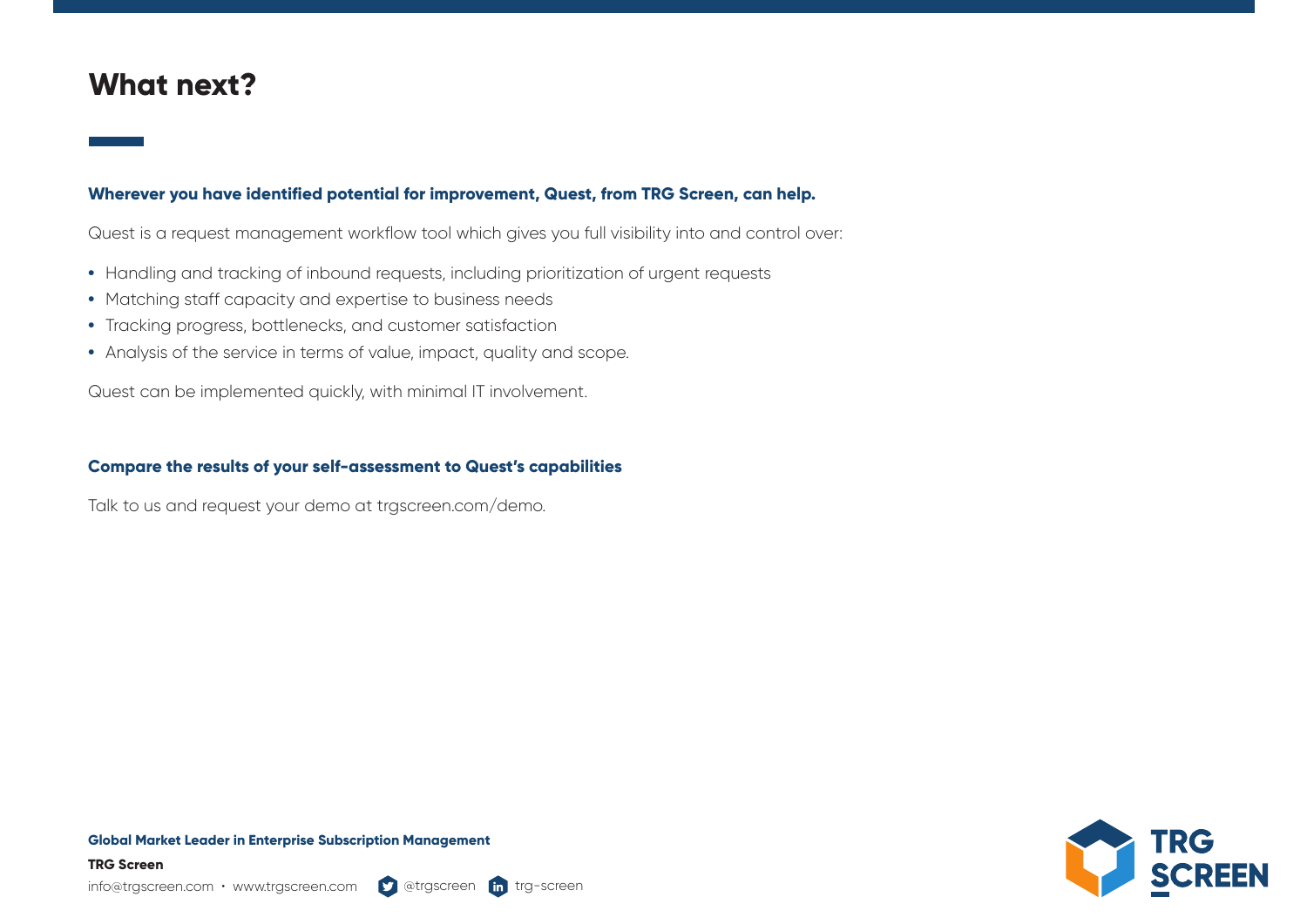# What next?

**Wherever you have identified potential for improvement, Quest, from TRG Screen, can help.**

Quest is a request management workflow tool which gives you full visibility into and control over:

- Handling and tracking of inbound requests, including prioritization of urgent requests
- Matching staff capacity and expertise to business needs
- Tracking progress, bottlenecks, and customer satisfaction
- Analysis of the service in terms of value, impact, quality and scope.

Quest can be implemented quickly, with minimal IT involvement.

**Compare the results of your self-assessment to Quest's capabilities**

Talk to us and request your demo at trgscreen.com/demo.

**Global Market Leader in Enterprise Subscription Management**

**TRG Screen**

info@trgscreen.com • www.trgscreen.com @trgscreen trg-screen

TRG SCREEN